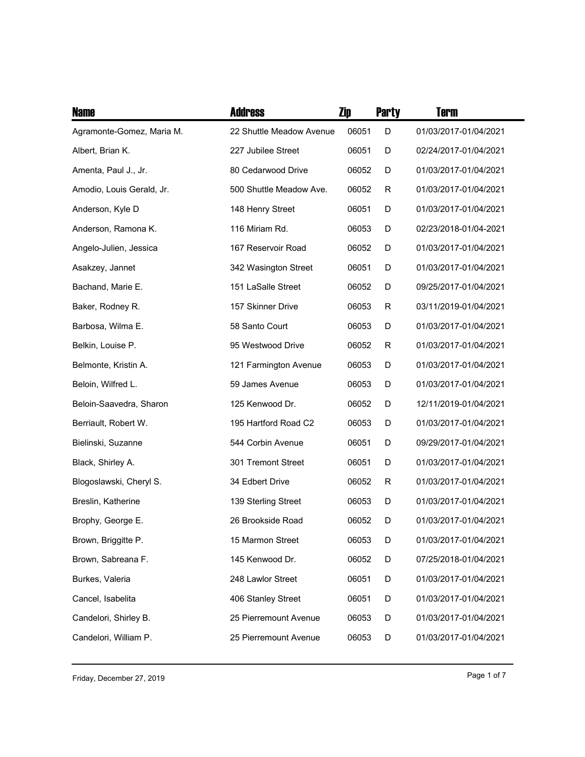| Name | Address | Zip | Party | Term |
| --- | --- | --- | --- | --- |
| Agramonte-Gomez, Maria M. | 22 Shuttle Meadow Avenue | 06051 | D | 01/03/2017-01/04/2021 |
| Albert, Brian K. | 227 Jubilee Street | 06051 | D | 02/24/2017-01/04/2021 |
| Amenta, Paul J., Jr. | 80 Cedarwood Drive | 06052 | D | 01/03/2017-01/04/2021 |
| Amodio, Louis Gerald, Jr. | 500 Shuttle Meadow Ave. | 06052 | R | 01/03/2017-01/04/2021 |
| Anderson, Kyle D | 148 Henry Street | 06051 | D | 01/03/2017-01/04/2021 |
| Anderson, Ramona K. | 116 Miriam Rd. | 06053 | D | 02/23/2018-01/04-2021 |
| Angelo-Julien, Jessica | 167 Reservoir Road | 06052 | D | 01/03/2017-01/04/2021 |
| Asakzey, Jannet | 342 Wasington Street | 06051 | D | 01/03/2017-01/04/2021 |
| Bachand, Marie E. | 151 LaSalle Street | 06052 | D | 09/25/2017-01/04/2021 |
| Baker, Rodney R. | 157 Skinner Drive | 06053 | R | 03/11/2019-01/04/2021 |
| Barbosa, Wilma E. | 58 Santo Court | 06053 | D | 01/03/2017-01/04/2021 |
| Belkin, Louise P. | 95 Westwood Drive | 06052 | R | 01/03/2017-01/04/2021 |
| Belmonte, Kristin A. | 121 Farmington Avenue | 06053 | D | 01/03/2017-01/04/2021 |
| Beloin, Wilfred L. | 59 James Avenue | 06053 | D | 01/03/2017-01/04/2021 |
| Beloin-Saavedra, Sharon | 125 Kenwood Dr. | 06052 | D | 12/11/2019-01/04/2021 |
| Berriault, Robert W. | 195 Hartford Road C2 | 06053 | D | 01/03/2017-01/04/2021 |
| Bielinski, Suzanne | 544 Corbin Avenue | 06051 | D | 09/29/2017-01/04/2021 |
| Black, Shirley A. | 301 Tremont Street | 06051 | D | 01/03/2017-01/04/2021 |
| Blogoslawski, Cheryl S. | 34 Edbert Drive | 06052 | R | 01/03/2017-01/04/2021 |
| Breslin, Katherine | 139 Sterling Street | 06053 | D | 01/03/2017-01/04/2021 |
| Brophy, George E. | 26 Brookside Road | 06052 | D | 01/03/2017-01/04/2021 |
| Brown, Briggitte P. | 15 Marmon Street | 06053 | D | 01/03/2017-01/04/2021 |
| Brown, Sabreana F. | 145 Kenwood Dr. | 06052 | D | 07/25/2018-01/04/2021 |
| Burkes, Valeria | 248 Lawlor Street | 06051 | D | 01/03/2017-01/04/2021 |
| Cancel, Isabelita | 406 Stanley Street | 06051 | D | 01/03/2017-01/04/2021 |
| Candelori, Shirley B. | 25 Pierremount Avenue | 06053 | D | 01/03/2017-01/04/2021 |
| Candelori, William P. | 25 Pierremount Avenue | 06053 | D | 01/03/2017-01/04/2021 |

Friday, December 27, 2019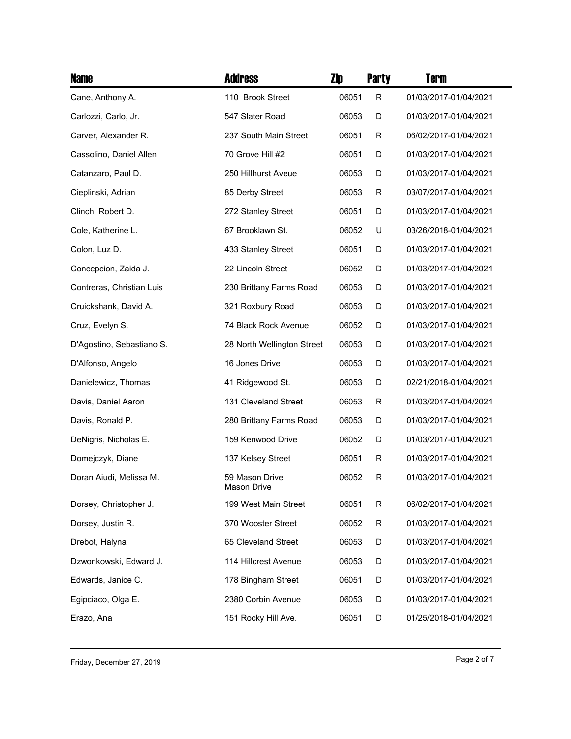| Name | Address | Zip | Party | Term |
| --- | --- | --- | --- | --- |
| Cane, Anthony A. | 110 Brook Street | 06051 | R | 01/03/2017-01/04/2021 |
| Carlozzi, Carlo, Jr. | 547 Slater Road | 06053 | D | 01/03/2017-01/04/2021 |
| Carver, Alexander R. | 237 South Main Street | 06051 | R | 06/02/2017-01/04/2021 |
| Cassolino, Daniel Allen | 70 Grove Hill #2 | 06051 | D | 01/03/2017-01/04/2021 |
| Catanzaro, Paul D. | 250 Hillhurst Aveue | 06053 | D | 01/03/2017-01/04/2021 |
| Cieplinski, Adrian | 85 Derby Street | 06053 | R | 03/07/2017-01/04/2021 |
| Clinch, Robert D. | 272 Stanley Street | 06051 | D | 01/03/2017-01/04/2021 |
| Cole, Katherine L. | 67 Brooklawn St. | 06052 | U | 03/26/2018-01/04/2021 |
| Colon, Luz D. | 433 Stanley Street | 06051 | D | 01/03/2017-01/04/2021 |
| Concepcion, Zaida J. | 22 Lincoln Street | 06052 | D | 01/03/2017-01/04/2021 |
| Contreras, Christian Luis | 230 Brittany Farms Road | 06053 | D | 01/03/2017-01/04/2021 |
| Cruickshank, David A. | 321 Roxbury Road | 06053 | D | 01/03/2017-01/04/2021 |
| Cruz, Evelyn S. | 74 Black Rock Avenue | 06052 | D | 01/03/2017-01/04/2021 |
| D'Agostino, Sebastiano S. | 28 North Wellington Street | 06053 | D | 01/03/2017-01/04/2021 |
| D'Alfonso, Angelo | 16 Jones Drive | 06053 | D | 01/03/2017-01/04/2021 |
| Danielewicz, Thomas | 41 Ridgewood St. | 06053 | D | 02/21/2018-01/04/2021 |
| Davis, Daniel Aaron | 131 Cleveland Street | 06053 | R | 01/03/2017-01/04/2021 |
| Davis, Ronald P. | 280 Brittany Farms Road | 06053 | D | 01/03/2017-01/04/2021 |
| DeNigris, Nicholas E. | 159 Kenwood Drive | 06052 | D | 01/03/2017-01/04/2021 |
| Domejczyk, Diane | 137 Kelsey Street | 06051 | R | 01/03/2017-01/04/2021 |
| Doran Aiudi, Melissa M. | 59 Mason Drive Mason Drive | 06052 | R | 01/03/2017-01/04/2021 |
| Dorsey, Christopher J. | 199 West Main Street | 06051 | R | 06/02/2017-01/04/2021 |
| Dorsey, Justin R. | 370 Wooster Street | 06052 | R | 01/03/2017-01/04/2021 |
| Drebot, Halyna | 65 Cleveland Street | 06053 | D | 01/03/2017-01/04/2021 |
| Dzwonkowski, Edward J. | 114 Hillcrest Avenue | 06053 | D | 01/03/2017-01/04/2021 |
| Edwards, Janice C. | 178 Bingham Street | 06051 | D | 01/03/2017-01/04/2021 |
| Egipciaco, Olga E. | 2380 Corbin Avenue | 06053 | D | 01/03/2017-01/04/2021 |
| Erazo, Ana | 151 Rocky Hill Ave. | 06051 | D | 01/25/2018-01/04/2021 |

Friday, December 27, 2019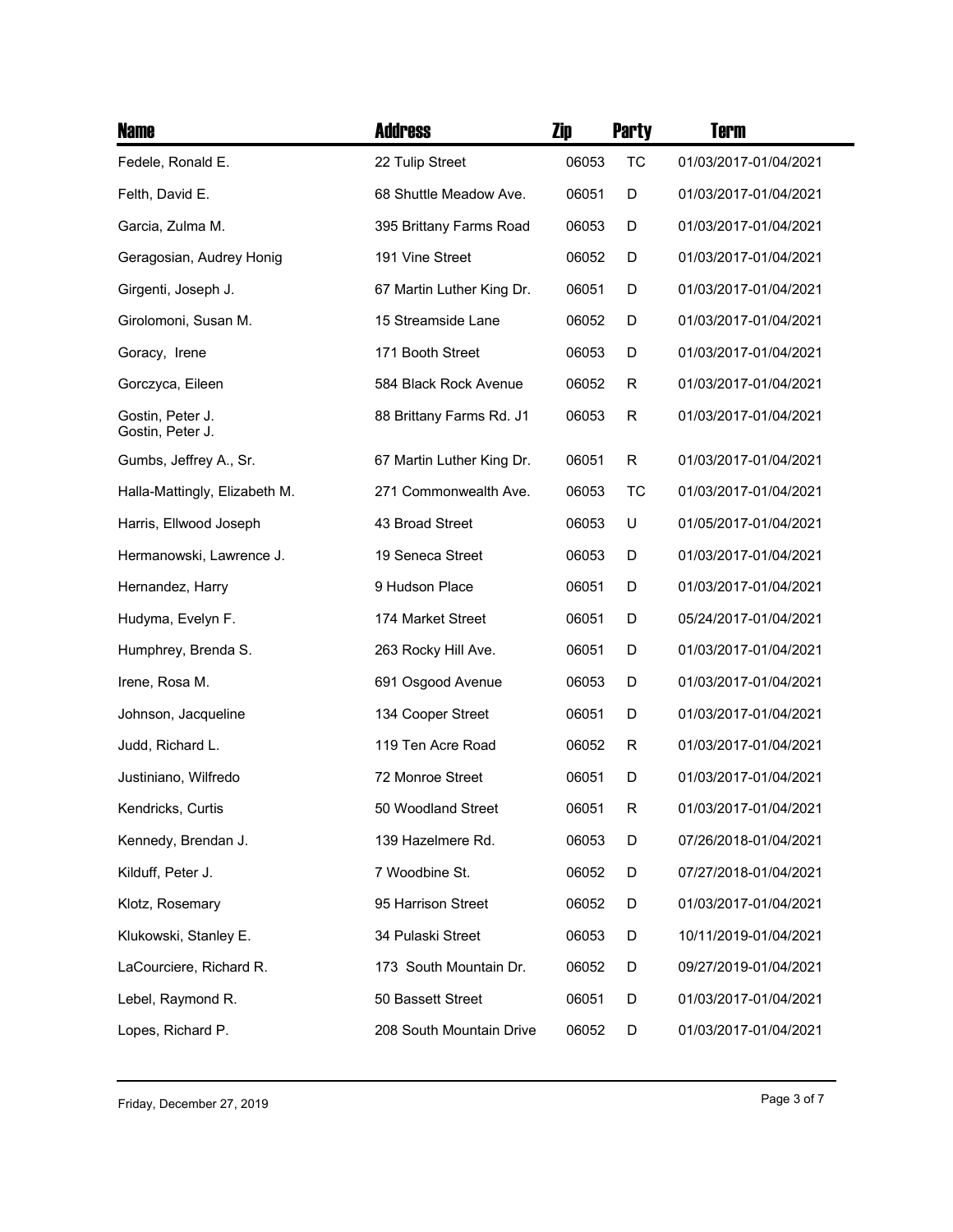| Name | Address | Zip | Party | Term |
|---|---|---|---|---|
| Fedele, Ronald E. | 22 Tulip Street | 06053 | TC | 01/03/2017-01/04/2021 |
| Felth, David E. | 68 Shuttle Meadow Ave. | 06051 | D | 01/03/2017-01/04/2021 |
| Garcia, Zulma M. | 395 Brittany Farms Road | 06053 | D | 01/03/2017-01/04/2021 |
| Geragosian, Audrey Honig | 191 Vine Street | 06052 | D | 01/03/2017-01/04/2021 |
| Girgenti, Joseph J. | 67 Martin Luther King Dr. | 06051 | D | 01/03/2017-01/04/2021 |
| Girolomoni, Susan M. | 15 Streamside Lane | 06052 | D | 01/03/2017-01/04/2021 |
| Goracy, Irene | 171 Booth Street | 06053 | D | 01/03/2017-01/04/2021 |
| Gorczyca, Eileen | 584 Black Rock Avenue | 06052 | R | 01/03/2017-01/04/2021 |
| Gostin, Peter J. Gostin, Peter J. | 88 Brittany Farms Rd. J1 | 06053 | R | 01/03/2017-01/04/2021 |
| Gumbs, Jeffrey A., Sr. | 67 Martin Luther King Dr. | 06051 | R | 01/03/2017-01/04/2021 |
| Halla-Mattingly, Elizabeth M. | 271 Commonwealth Ave. | 06053 | TC | 01/03/2017-01/04/2021 |
| Harris, Ellwood Joseph | 43 Broad Street | 06053 | U | 01/05/2017-01/04/2021 |
| Hermanowski, Lawrence J. | 19 Seneca Street | 06053 | D | 01/03/2017-01/04/2021 |
| Hernandez, Harry | 9 Hudson Place | 06051 | D | 01/03/2017-01/04/2021 |
| Hudyma, Evelyn F. | 174 Market Street | 06051 | D | 05/24/2017-01/04/2021 |
| Humphrey, Brenda S. | 263 Rocky Hill Ave. | 06051 | D | 01/03/2017-01/04/2021 |
| Irene, Rosa M. | 691 Osgood Avenue | 06053 | D | 01/03/2017-01/04/2021 |
| Johnson, Jacqueline | 134 Cooper Street | 06051 | D | 01/03/2017-01/04/2021 |
| Judd, Richard L. | 119 Ten Acre Road | 06052 | R | 01/03/2017-01/04/2021 |
| Justiniano, Wilfredo | 72 Monroe Street | 06051 | D | 01/03/2017-01/04/2021 |
| Kendricks, Curtis | 50 Woodland Street | 06051 | R | 01/03/2017-01/04/2021 |
| Kennedy, Brendan J. | 139 Hazelmere Rd. | 06053 | D | 07/26/2018-01/04/2021 |
| Kilduff, Peter J. | 7 Woodbine St. | 06052 | D | 07/27/2018-01/04/2021 |
| Klotz, Rosemary | 95 Harrison Street | 06052 | D | 01/03/2017-01/04/2021 |
| Klukowski, Stanley E. | 34 Pulaski Street | 06053 | D | 10/11/2019-01/04/2021 |
| LaCourciere, Richard R. | 173 South Mountain Dr. | 06052 | D | 09/27/2019-01/04/2021 |
| Lebel, Raymond R. | 50 Bassett Street | 06051 | D | 01/03/2017-01/04/2021 |
| Lopes, Richard P. | 208 South Mountain Drive | 06052 | D | 01/03/2017-01/04/2021 |

Friday, December 27, 2019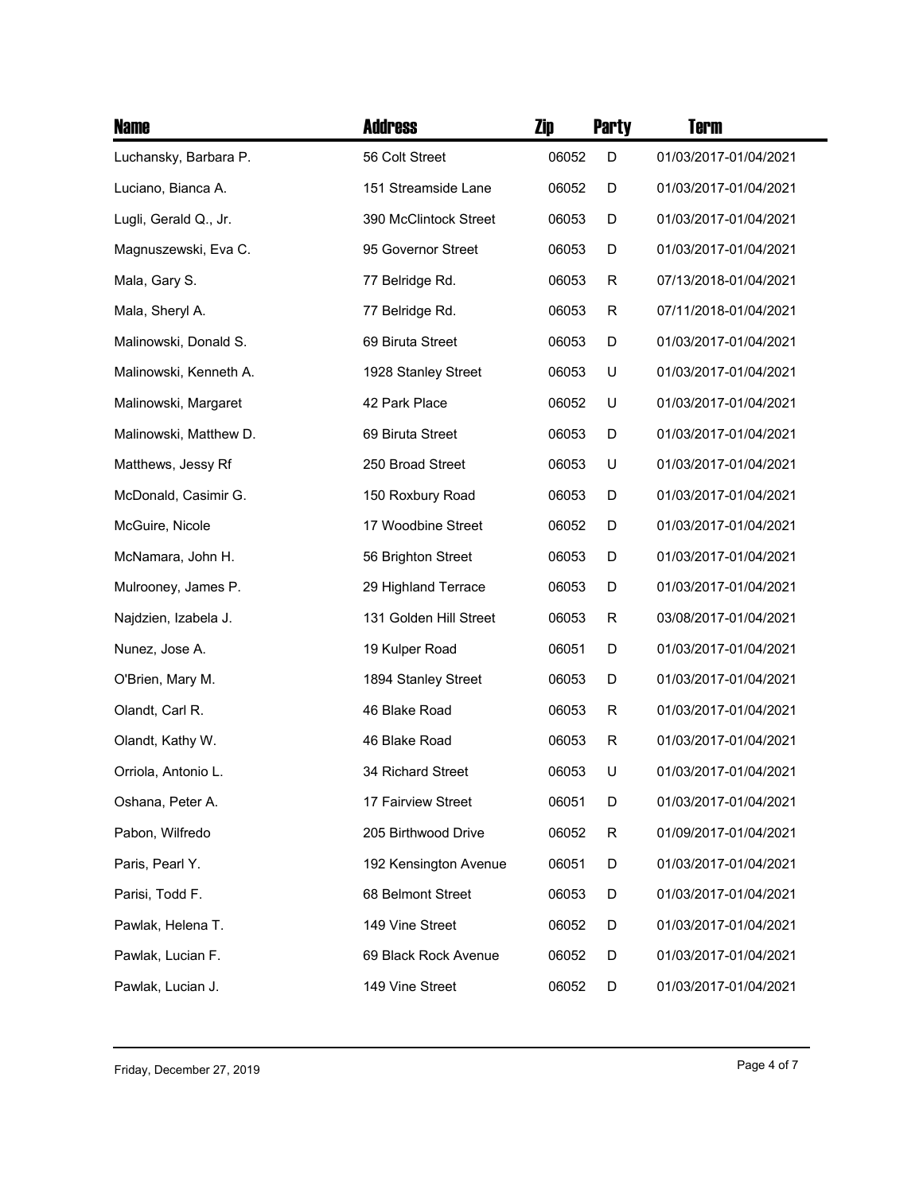| Name | Address | Zip | Party | Term |
|---|---|---|---|---|
| Luchansky, Barbara P. | 56 Colt Street | 06052 | D | 01/03/2017-01/04/2021 |
| Luciano, Bianca A. | 151 Streamside Lane | 06052 | D | 01/03/2017-01/04/2021 |
| Lugli, Gerald Q., Jr. | 390 McClintock Street | 06053 | D | 01/03/2017-01/04/2021 |
| Magnuszewski, Eva C. | 95 Governor Street | 06053 | D | 01/03/2017-01/04/2021 |
| Mala, Gary S. | 77 Belridge Rd. | 06053 | R | 07/13/2018-01/04/2021 |
| Mala, Sheryl A. | 77 Belridge Rd. | 06053 | R | 07/11/2018-01/04/2021 |
| Malinowski, Donald S. | 69 Biruta Street | 06053 | D | 01/03/2017-01/04/2021 |
| Malinowski, Kenneth A. | 1928 Stanley Street | 06053 | U | 01/03/2017-01/04/2021 |
| Malinowski, Margaret | 42 Park Place | 06052 | U | 01/03/2017-01/04/2021 |
| Malinowski, Matthew D. | 69 Biruta Street | 06053 | D | 01/03/2017-01/04/2021 |
| Matthews, Jessy Rf | 250 Broad Street | 06053 | U | 01/03/2017-01/04/2021 |
| McDonald, Casimir G. | 150 Roxbury Road | 06053 | D | 01/03/2017-01/04/2021 |
| McGuire, Nicole | 17 Woodbine Street | 06052 | D | 01/03/2017-01/04/2021 |
| McNamara, John H. | 56 Brighton Street | 06053 | D | 01/03/2017-01/04/2021 |
| Mulrooney, James P. | 29 Highland Terrace | 06053 | D | 01/03/2017-01/04/2021 |
| Najdzien, Izabela J. | 131 Golden Hill Street | 06053 | R | 03/08/2017-01/04/2021 |
| Nunez, Jose A. | 19 Kulper Road | 06051 | D | 01/03/2017-01/04/2021 |
| O'Brien, Mary M. | 1894 Stanley Street | 06053 | D | 01/03/2017-01/04/2021 |
| Olandt, Carl R. | 46 Blake Road | 06053 | R | 01/03/2017-01/04/2021 |
| Olandt, Kathy W. | 46 Blake Road | 06053 | R | 01/03/2017-01/04/2021 |
| Orriola, Antonio L. | 34 Richard Street | 06053 | U | 01/03/2017-01/04/2021 |
| Oshana, Peter A. | 17 Fairview Street | 06051 | D | 01/03/2017-01/04/2021 |
| Pabon, Wilfredo | 205 Birthwood Drive | 06052 | R | 01/09/2017-01/04/2021 |
| Paris, Pearl Y. | 192 Kensington Avenue | 06051 | D | 01/03/2017-01/04/2021 |
| Parisi, Todd F. | 68 Belmont Street | 06053 | D | 01/03/2017-01/04/2021 |
| Pawlak, Helena T. | 149 Vine Street | 06052 | D | 01/03/2017-01/04/2021 |
| Pawlak, Lucian F. | 69 Black Rock Avenue | 06052 | D | 01/03/2017-01/04/2021 |
| Pawlak, Lucian J. | 149 Vine Street | 06052 | D | 01/03/2017-01/04/2021 |

Friday, December 27, 2019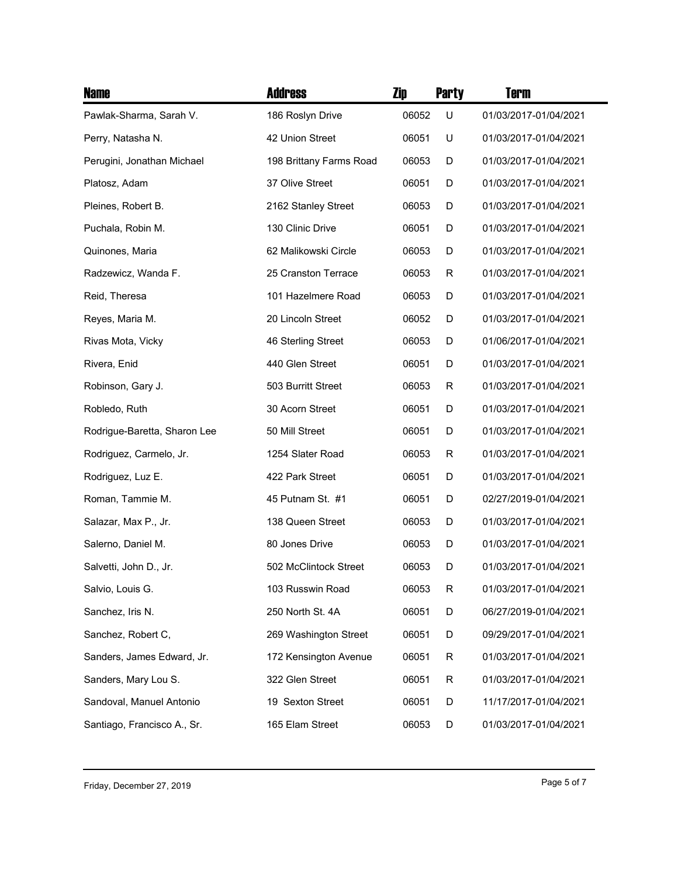| Name | Address | Zip | Party | Term |
|---|---|---|---|---|
| Pawlak-Sharma, Sarah V. | 186 Roslyn Drive | 06052 | U | 01/03/2017-01/04/2021 |
| Perry, Natasha N. | 42 Union Street | 06051 | U | 01/03/2017-01/04/2021 |
| Perugini, Jonathan Michael | 198 Brittany Farms Road | 06053 | D | 01/03/2017-01/04/2021 |
| Platosz, Adam | 37 Olive Street | 06051 | D | 01/03/2017-01/04/2021 |
| Pleines, Robert B. | 2162 Stanley Street | 06053 | D | 01/03/2017-01/04/2021 |
| Puchala, Robin M. | 130 Clinic Drive | 06051 | D | 01/03/2017-01/04/2021 |
| Quinones, Maria | 62 Malikowski Circle | 06053 | D | 01/03/2017-01/04/2021 |
| Radzewicz, Wanda F. | 25 Cranston Terrace | 06053 | R | 01/03/2017-01/04/2021 |
| Reid, Theresa | 101 Hazelmere Road | 06053 | D | 01/03/2017-01/04/2021 |
| Reyes, Maria M. | 20 Lincoln Street | 06052 | D | 01/03/2017-01/04/2021 |
| Rivas Mota, Vicky | 46 Sterling Street | 06053 | D | 01/06/2017-01/04/2021 |
| Rivera, Enid | 440 Glen Street | 06051 | D | 01/03/2017-01/04/2021 |
| Robinson, Gary J. | 503 Burritt Street | 06053 | R | 01/03/2017-01/04/2021 |
| Robledo, Ruth | 30 Acorn Street | 06051 | D | 01/03/2017-01/04/2021 |
| Rodrigue-Baretta, Sharon Lee | 50 Mill Street | 06051 | D | 01/03/2017-01/04/2021 |
| Rodriguez, Carmelo, Jr. | 1254 Slater Road | 06053 | R | 01/03/2017-01/04/2021 |
| Rodriguez, Luz E. | 422 Park Street | 06051 | D | 01/03/2017-01/04/2021 |
| Roman, Tammie M. | 45 Putnam St. #1 | 06051 | D | 02/27/2019-01/04/2021 |
| Salazar, Max P., Jr. | 138 Queen Street | 06053 | D | 01/03/2017-01/04/2021 |
| Salerno, Daniel M. | 80 Jones Drive | 06053 | D | 01/03/2017-01/04/2021 |
| Salvetti, John D., Jr. | 502 McClintock Street | 06053 | D | 01/03/2017-01/04/2021 |
| Salvio, Louis G. | 103 Russwin Road | 06053 | R | 01/03/2017-01/04/2021 |
| Sanchez, Iris N. | 250 North St. 4A | 06051 | D | 06/27/2019-01/04/2021 |
| Sanchez, Robert C, | 269 Washington Street | 06051 | D | 09/29/2017-01/04/2021 |
| Sanders, James Edward, Jr. | 172 Kensington Avenue | 06051 | R | 01/03/2017-01/04/2021 |
| Sanders, Mary Lou S. | 322 Glen Street | 06051 | R | 01/03/2017-01/04/2021 |
| Sandoval, Manuel Antonio | 19 Sexton Street | 06051 | D | 11/17/2017-01/04/2021 |
| Santiago, Francisco A., Sr. | 165 Elam Street | 06053 | D | 01/03/2017-01/04/2021 |

Friday, December 27, 2019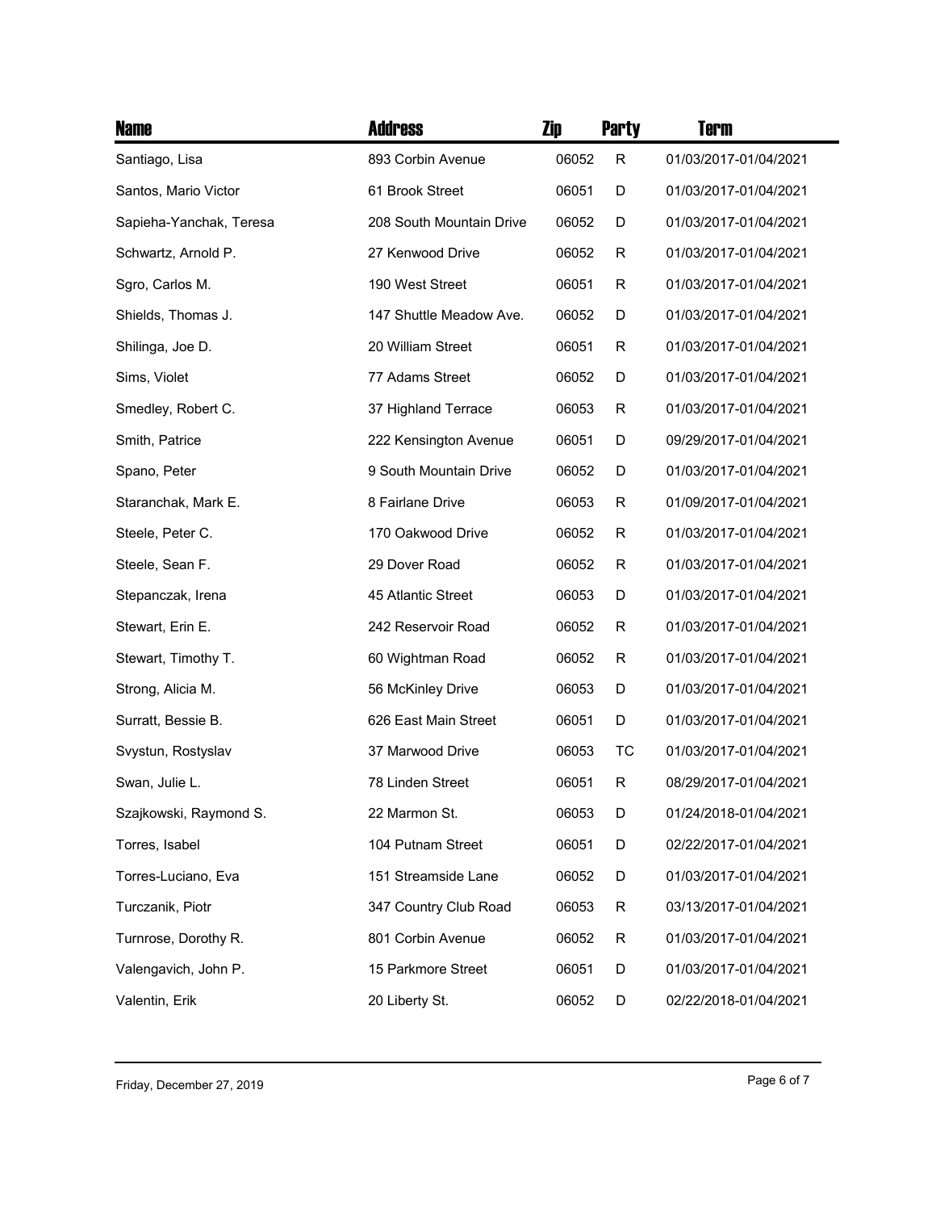| Name | Address | Zip | Party | Term |
| --- | --- | --- | --- | --- |
| Santiago, Lisa | 893 Corbin Avenue | 06052 | R | 01/03/2017-01/04/2021 |
| Santos, Mario Victor | 61 Brook Street | 06051 | D | 01/03/2017-01/04/2021 |
| Sapieha-Yanchak, Teresa | 208 South Mountain Drive | 06052 | D | 01/03/2017-01/04/2021 |
| Schwartz, Arnold P. | 27 Kenwood Drive | 06052 | R | 01/03/2017-01/04/2021 |
| Sgro, Carlos M. | 190 West Street | 06051 | R | 01/03/2017-01/04/2021 |
| Shields, Thomas J. | 147 Shuttle Meadow Ave. | 06052 | D | 01/03/2017-01/04/2021 |
| Shilinga, Joe D. | 20 William Street | 06051 | R | 01/03/2017-01/04/2021 |
| Sims, Violet | 77 Adams Street | 06052 | D | 01/03/2017-01/04/2021 |
| Smedley, Robert C. | 37 Highland Terrace | 06053 | R | 01/03/2017-01/04/2021 |
| Smith, Patrice | 222 Kensington Avenue | 06051 | D | 09/29/2017-01/04/2021 |
| Spano, Peter | 9 South Mountain Drive | 06052 | D | 01/03/2017-01/04/2021 |
| Staranchak, Mark E. | 8 Fairlane Drive | 06053 | R | 01/09/2017-01/04/2021 |
| Steele, Peter C. | 170 Oakwood Drive | 06052 | R | 01/03/2017-01/04/2021 |
| Steele, Sean F. | 29 Dover Road | 06052 | R | 01/03/2017-01/04/2021 |
| Stepanczak, Irena | 45 Atlantic Street | 06053 | D | 01/03/2017-01/04/2021 |
| Stewart, Erin E. | 242 Reservoir Road | 06052 | R | 01/03/2017-01/04/2021 |
| Stewart, Timothy T. | 60 Wightman Road | 06052 | R | 01/03/2017-01/04/2021 |
| Strong, Alicia M. | 56 McKinley Drive | 06053 | D | 01/03/2017-01/04/2021 |
| Surratt, Bessie B. | 626 East Main Street | 06051 | D | 01/03/2017-01/04/2021 |
| Svystun, Rostyslav | 37 Marwood Drive | 06053 | TC | 01/03/2017-01/04/2021 |
| Swan, Julie L. | 78 Linden Street | 06051 | R | 08/29/2017-01/04/2021 |
| Szajkowski, Raymond S. | 22 Marmon St. | 06053 | D | 01/24/2018-01/04/2021 |
| Torres, Isabel | 104 Putnam Street | 06051 | D | 02/22/2017-01/04/2021 |
| Torres-Luciano, Eva | 151 Streamside Lane | 06052 | D | 01/03/2017-01/04/2021 |
| Turczanik, Piotr | 347 Country Club Road | 06053 | R | 03/13/2017-01/04/2021 |
| Turnrose, Dorothy R. | 801 Corbin Avenue | 06052 | R | 01/03/2017-01/04/2021 |
| Valengavich, John P. | 15 Parkmore Street | 06051 | D | 01/03/2017-01/04/2021 |
| Valentin, Erik | 20 Liberty St. | 06052 | D | 02/22/2018-01/04/2021 |

Friday, December 27, 2019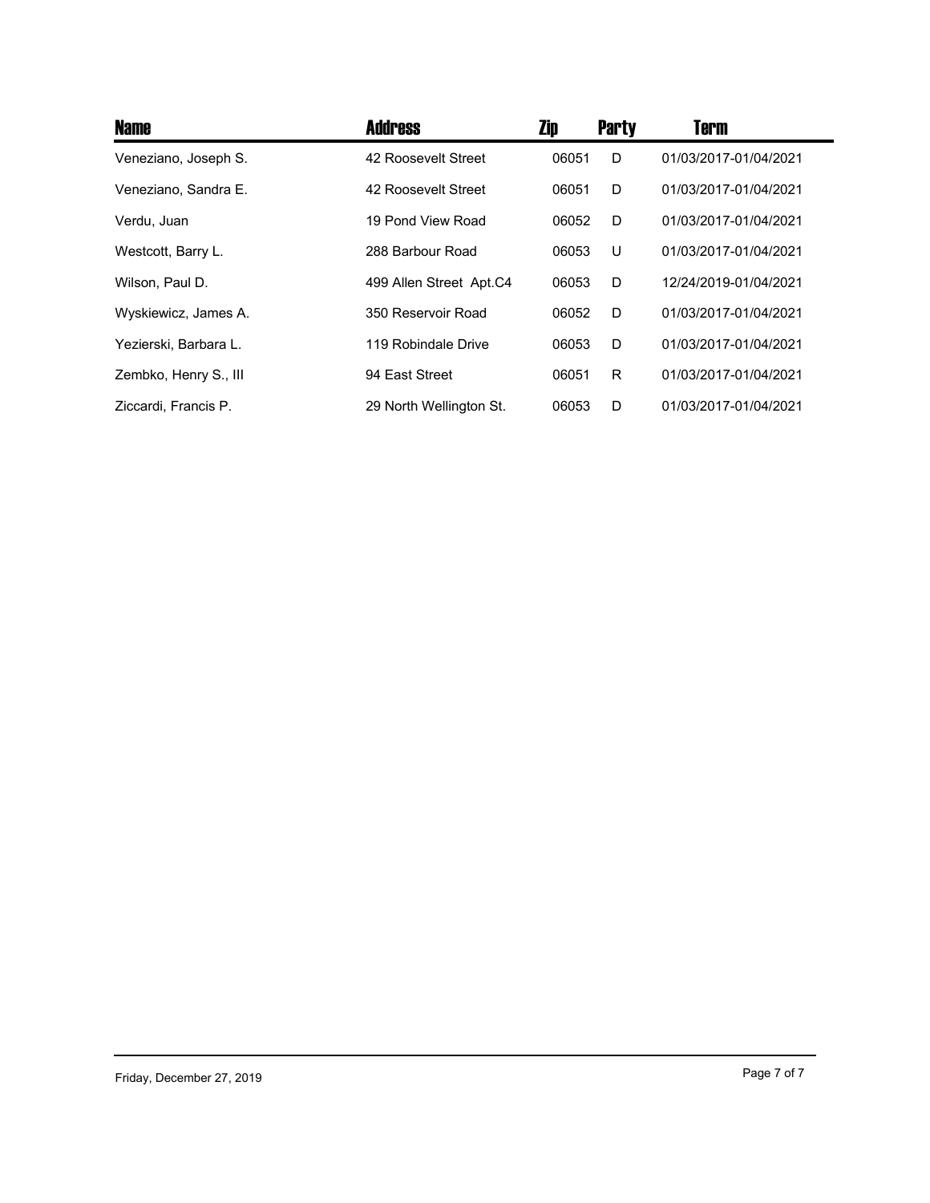| Name | Address | Zip | Party | Term |
|---|---|---|---|---|
| Veneziano, Joseph S. | 42 Roosevelt Street | 06051 | D | 01/03/2017-01/04/2021 |
| Veneziano, Sandra E. | 42 Roosevelt Street | 06051 | D | 01/03/2017-01/04/2021 |
| Verdu, Juan | 19 Pond View Road | 06052 | D | 01/03/2017-01/04/2021 |
| Westcott, Barry L. | 288 Barbour Road | 06053 | U | 01/03/2017-01/04/2021 |
| Wilson, Paul D. | 499 Allen Street Apt.C4 | 06053 | D | 12/24/2019-01/04/2021 |
| Wyskiewicz, James A. | 350 Reservoir Road | 06052 | D | 01/03/2017-01/04/2021 |
| Yezierski, Barbara L. | 119 Robindale Drive | 06053 | D | 01/03/2017-01/04/2021 |
| Zembko, Henry S., III | 94 East Street | 06051 | R | 01/03/2017-01/04/2021 |
| Ziccardi, Francis P. | 29 North Wellington St. | 06053 | D | 01/03/2017-01/04/2021 |

Friday, December 27, 2019